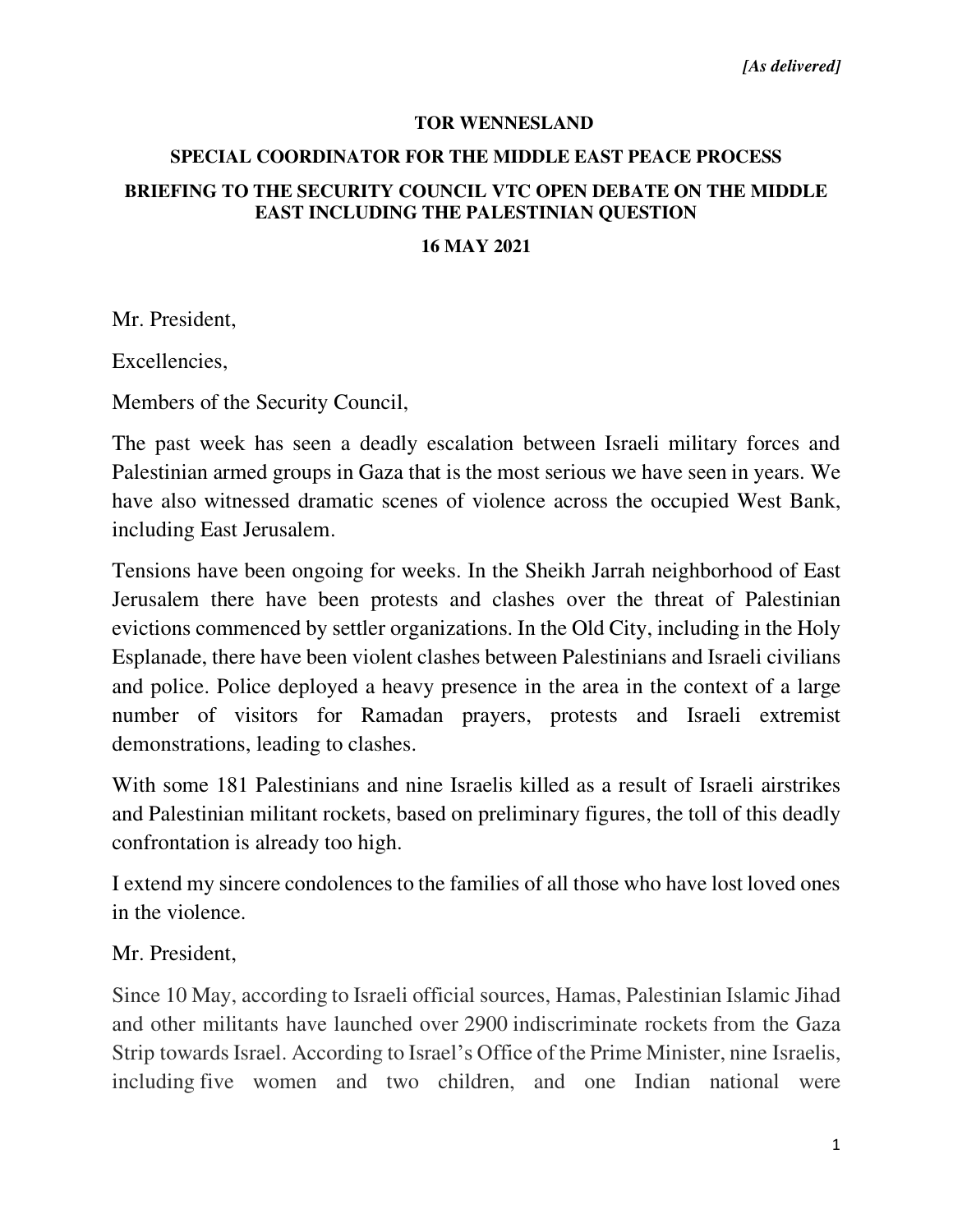*[As delivered]*

**TOR WENNESLAND**

**SPECIAL COORDINATOR FOR THE MIDDLE EAST PEACE PROCESS**

**BRIEFING TO THE SECURITY COUNCIL VTC OPEN DEBATE ON THE MIDDLE EAST INCLUDING THE PALESTINIAN QUESTION**

**16 MAY 2021**

Mr. President,

Excellencies,

Members of the Security Council,

The past week has seen a deadly escalation between Israeli military forces and Palestinian armed groups in Gaza that is the most serious we have seen in years. We have also witnessed dramatic scenes of violence across the occupied West Bank, including East Jerusalem.

Tensions have been ongoing for weeks. In the Sheikh Jarrah neighborhood of East Jerusalem there have been protests and clashes over the threat of Palestinian evictions commenced by settler organizations. In the Old City, including in the Holy Esplanade, there have been violent clashes between Palestinians and Israeli civilians and police. Police deployed a heavy presence in the area in the context of a large number of visitors for Ramadan prayers, protests and Israeli extremist demonstrations, leading to clashes.

With some 181 Palestinians and nine Israelis killed as a result of Israeli airstrikes and Palestinian militant rockets, based on preliminary figures, the toll of this deadly confrontation is already too high.

I extend my sincere condolences to the families of all those who have lost loved ones in the violence.

Mr. President,

Since 10 May, according to Israeli official sources, Hamas, Palestinian Islamic Jihad and other militants have launched over 2900 indiscriminate rockets from the Gaza Strip towards Israel. According to Israel's Office of the Prime Minister, nine Israelis, including five women and two children, and one Indian national were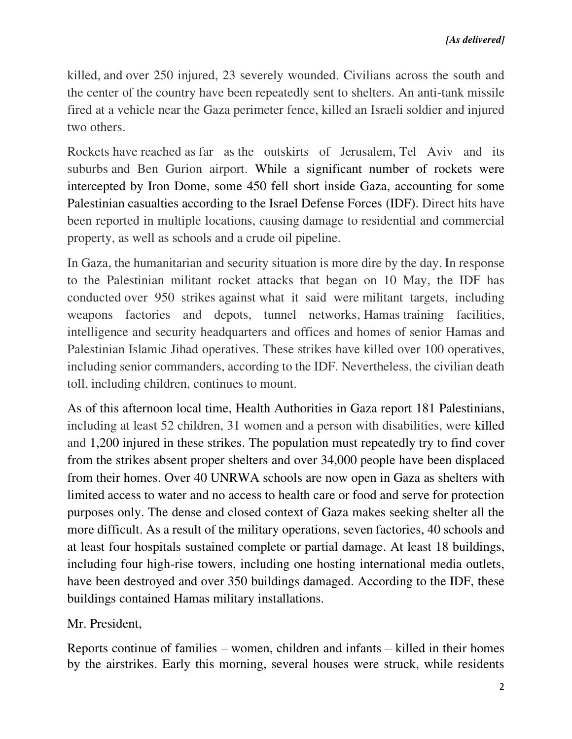killed, and over 250 injured, 23 severely wounded. Civilians across the south and the center of the country have been repeatedly sent to shelters. An anti-tank missile fired at a vehicle near the Gaza perimeter fence, killed an Israeli soldier and injured two others.

Rockets have reached as far as the outskirts of Jerusalem, Tel Aviv and its suburbs and Ben Gurion airport. While a significant number of rockets were intercepted by Iron Dome, some 450 fell short inside Gaza, accounting for some Palestinian casualties according to the Israel Defense Forces (IDF). Direct hits have been reported in multiple locations, causing damage to residential and commercial property, as well as schools and a crude oil pipeline.

In Gaza, the humanitarian and security situation is more dire by the day. In response to the Palestinian militant rocket attacks that began on 10 May, the IDF has conducted over 950 strikes against what it said were militant targets, including weapons factories and depots, tunnel networks, Hamas training facilities, intelligence and security headquarters and offices and homes of senior Hamas and Palestinian Islamic Jihad operatives. These strikes have killed over 100 operatives, including senior commanders, according to the IDF. Nevertheless, the civilian death toll, including children, continues to mount.

As of this afternoon local time, Health Authorities in Gaza report 181 Palestinians, including at least 52 children, 31 women and a person with disabilities, were killed and 1,200 injured in these strikes. The population must repeatedly try to find cover from the strikes absent proper shelters and over 34,000 people have been displaced from their homes. Over 40 UNRWA schools are now open in Gaza as shelters with limited access to water and no access to health care or food and serve for protection purposes only. The dense and closed context of Gaza makes seeking shelter all the more difficult. As a result of the military operations, seven factories, 40 schools and at least four hospitals sustained complete or partial damage. At least 18 buildings, including four high-rise towers, including one hosting international media outlets, have been destroyed and over 350 buildings damaged. According to the IDF, these buildings contained Hamas military installations.

Mr. President,

Reports continue of families – women, children and infants – killed in their homes by the airstrikes. Early this morning, several houses were struck, while residents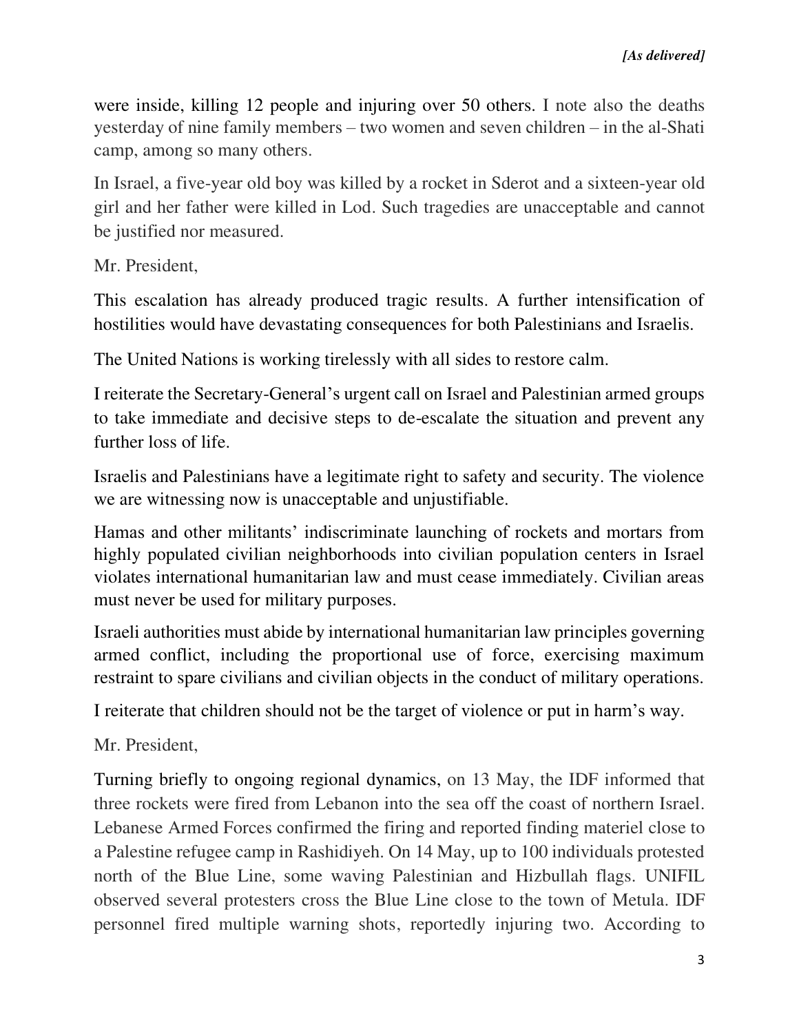were inside, killing 12 people and injuring over 50 others. I note also the deaths yesterday of nine family members – two women and seven children – in the al-Shati camp, among so many others.

In Israel, a five-year old boy was killed by a rocket in Sderot and a sixteen-year old girl and her father were killed in Lod. Such tragedies are unacceptable and cannot be justified nor measured.

Mr. President,

This escalation has already produced tragic results. A further intensification of hostilities would have devastating consequences for both Palestinians and Israelis.

The United Nations is working tirelessly with all sides to restore calm.

I reiterate the Secretary-General's urgent call on Israel and Palestinian armed groups to take immediate and decisive steps to de-escalate the situation and prevent any further loss of life.

Israelis and Palestinians have a legitimate right to safety and security. The violence we are witnessing now is unacceptable and unjustifiable.

Hamas and other militants' indiscriminate launching of rockets and mortars from highly populated civilian neighborhoods into civilian population centers in Israel violates international humanitarian law and must cease immediately. Civilian areas must never be used for military purposes.

Israeli authorities must abide by international humanitarian law principles governing armed conflict, including the proportional use of force, exercising maximum restraint to spare civilians and civilian objects in the conduct of military operations.

I reiterate that children should not be the target of violence or put in harm's way.

Mr. President,

Turning briefly to ongoing regional dynamics, on 13 May, the IDF informed that three rockets were fired from Lebanon into the sea off the coast of northern Israel. Lebanese Armed Forces confirmed the firing and reported finding materiel close to a Palestine refugee camp in Rashidiyeh. On 14 May, up to 100 individuals protested north of the Blue Line, some waving Palestinian and Hizbullah flags. UNIFIL observed several protesters cross the Blue Line close to the town of Metula. IDF personnel fired multiple warning shots, reportedly injuring two. According to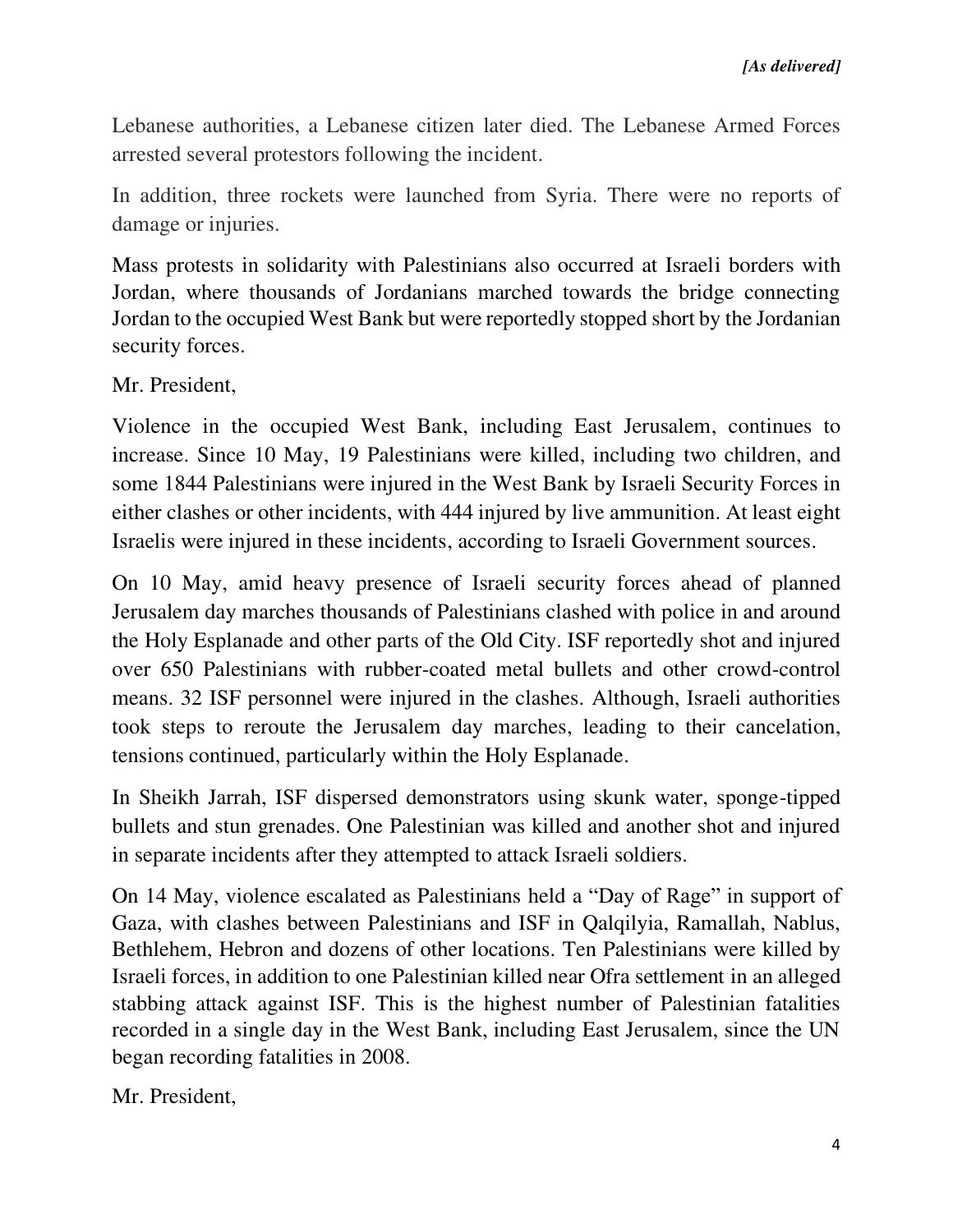Lebanese authorities, a Lebanese citizen later died. The Lebanese Armed Forces arrested several protestors following the incident.

In addition, three rockets were launched from Syria. There were no reports of damage or injuries.

Mass protests in solidarity with Palestinians also occurred at Israeli borders with Jordan, where thousands of Jordanians marched towards the bridge connecting Jordan to the occupied West Bank but were reportedly stopped short by the Jordanian security forces.

Mr. President,

Violence in the occupied West Bank, including East Jerusalem, continues to increase. Since 10 May, 19 Palestinians were killed, including two children, and some 1844 Palestinians were injured in the West Bank by Israeli Security Forces in either clashes or other incidents, with 444 injured by live ammunition. At least eight Israelis were injured in these incidents, according to Israeli Government sources.

On 10 May, amid heavy presence of Israeli security forces ahead of planned Jerusalem day marches thousands of Palestinians clashed with police in and around the Holy Esplanade and other parts of the Old City. ISF reportedly shot and injured over 650 Palestinians with rubber-coated metal bullets and other crowd-control means. 32 ISF personnel were injured in the clashes. Although, Israeli authorities took steps to reroute the Jerusalem day marches, leading to their cancelation, tensions continued, particularly within the Holy Esplanade.

In Sheikh Jarrah, ISF dispersed demonstrators using skunk water, sponge-tipped bullets and stun grenades. One Palestinian was killed and another shot and injured in separate incidents after they attempted to attack Israeli soldiers.

On 14 May, violence escalated as Palestinians held a "Day of Rage" in support of Gaza, with clashes between Palestinians and ISF in Qalqilyia, Ramallah, Nablus, Bethlehem, Hebron and dozens of other locations. Ten Palestinians were killed by Israeli forces, in addition to one Palestinian killed near Ofra settlement in an alleged stabbing attack against ISF. This is the highest number of Palestinian fatalities recorded in a single day in the West Bank, including East Jerusalem, since the UN began recording fatalities in 2008.

Mr. President,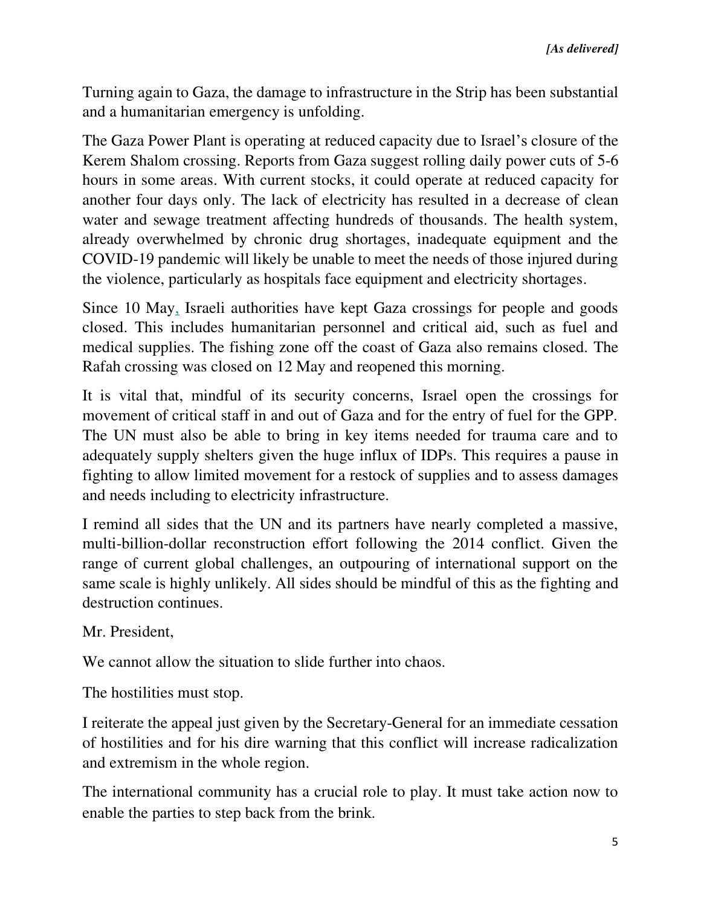Turning again to Gaza, the damage to infrastructure in the Strip has been substantial and a humanitarian emergency is unfolding.

The Gaza Power Plant is operating at reduced capacity due to Israel's closure of the Kerem Shalom crossing. Reports from Gaza suggest rolling daily power cuts of 5-6 hours in some areas. With current stocks, it could operate at reduced capacity for another four days only. The lack of electricity has resulted in a decrease of clean water and sewage treatment affecting hundreds of thousands. The health system, already overwhelmed by chronic drug shortages, inadequate equipment and the COVID-19 pandemic will likely be unable to meet the needs of those injured during the violence, particularly as hospitals face equipment and electricity shortages.

Since 10 May, Israeli authorities have kept Gaza crossings for people and goods closed. This includes humanitarian personnel and critical aid, such as fuel and medical supplies. The fishing zone off the coast of Gaza also remains closed. The Rafah crossing was closed on 12 May and reopened this morning.

It is vital that, mindful of its security concerns, Israel open the crossings for movement of critical staff in and out of Gaza and for the entry of fuel for the GPP. The UN must also be able to bring in key items needed for trauma care and to adequately supply shelters given the huge influx of IDPs. This requires a pause in fighting to allow limited movement for a restock of supplies and to assess damages and needs including to electricity infrastructure.

I remind all sides that the UN and its partners have nearly completed a massive, multi-billion-dollar reconstruction effort following the 2014 conflict. Given the range of current global challenges, an outpouring of international support on the same scale is highly unlikely. All sides should be mindful of this as the fighting and destruction continues.

Mr. President,

We cannot allow the situation to slide further into chaos.

The hostilities must stop.

I reiterate the appeal just given by the Secretary-General for an immediate cessation of hostilities and for his dire warning that this conflict will increase radicalization and extremism in the whole region.

The international community has a crucial role to play. It must take action now to enable the parties to step back from the brink.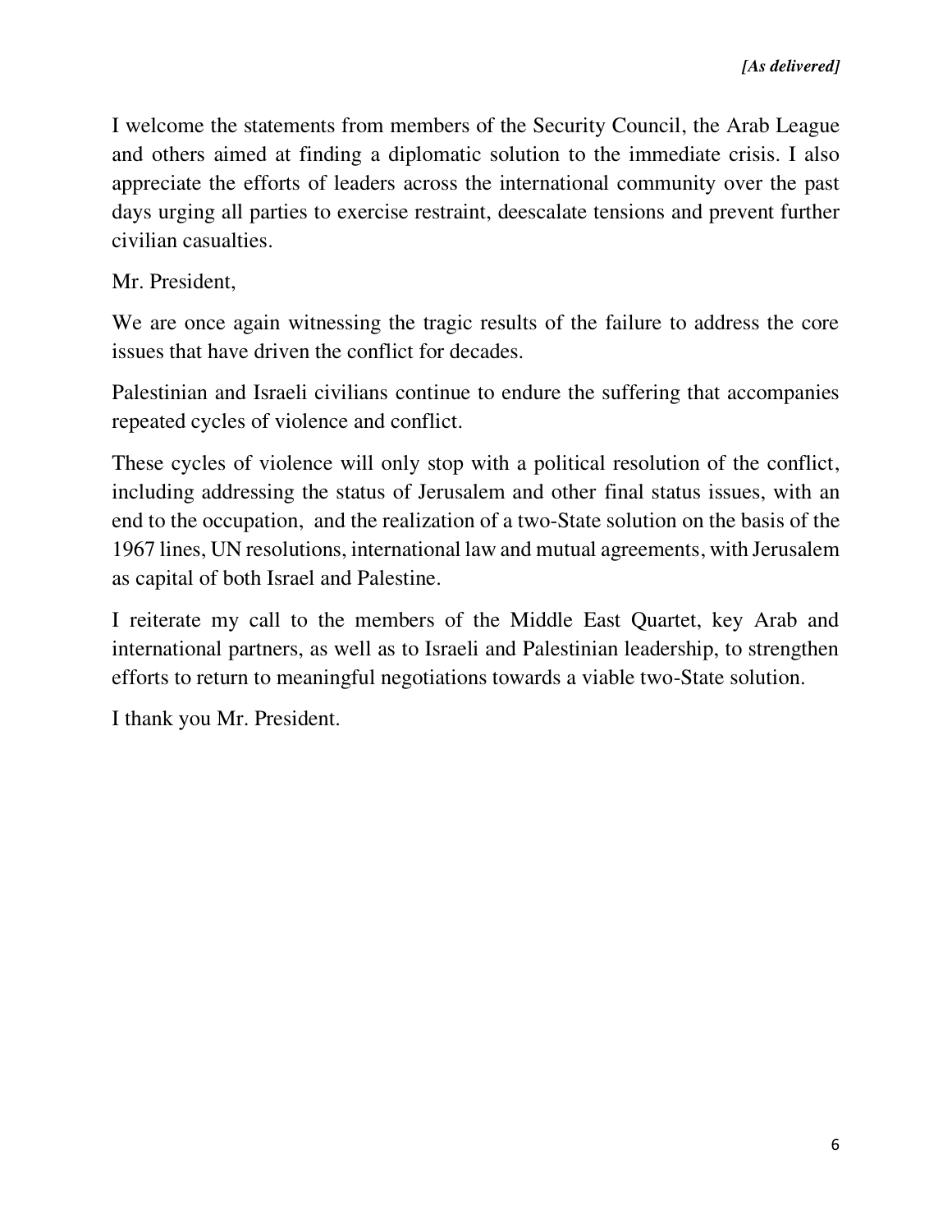I welcome the statements from members of the Security Council, the Arab League and others aimed at finding a diplomatic solution to the immediate crisis. I also appreciate the efforts of leaders across the international community over the past days urging all parties to exercise restraint, deescalate tensions and prevent further civilian casualties.

Mr. President,

We are once again witnessing the tragic results of the failure to address the core issues that have driven the conflict for decades.

Palestinian and Israeli civilians continue to endure the suffering that accompanies repeated cycles of violence and conflict.

These cycles of violence will only stop with a political resolution of the conflict, including addressing the status of Jerusalem and other final status issues, with an end to the occupation, and the realization of a two-State solution on the basis of the 1967 lines, UN resolutions, international law and mutual agreements, with Jerusalem as capital of both Israel and Palestine.

I reiterate my call to the members of the Middle East Quartet, key Arab and international partners, as well as to Israeli and Palestinian leadership, to strengthen efforts to return to meaningful negotiations towards a viable two-State solution.

I thank you Mr. President.